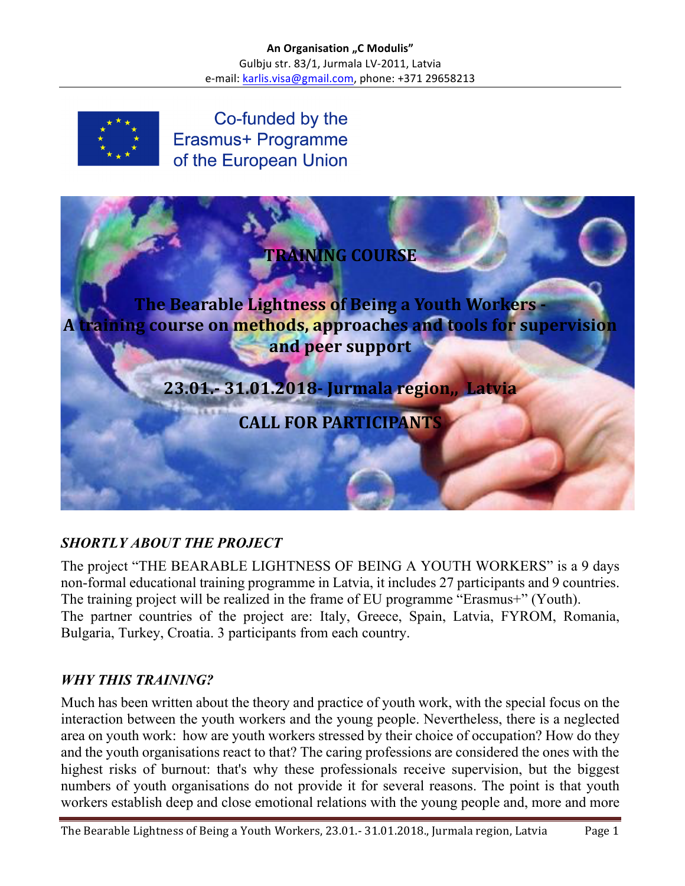**An Organisation „C Modulis"**
Gulbju str. 83/1, Jurmala LV-2011, Latvia
e-mail: karlis.visa@gmail.com, phone: +371 29658213

Co-funded by the Erasmus+ Programme of the European Union

**TRAINING COURSE**

# The Bearable Lightness of Being a Youth Workers - A training course on methods, approaches and tools for supervision and peer support

**23.01.- 31.01.2018- Jurmala region,, Latvia**

**CALL FOR PARTICIPANTS**

## *SHORTLY ABOUT THE PROJECT*

The project "THE BEARABLE LIGHTNESS OF BEING A YOUTH WORKERS" is a 9 days non-formal educational training programme in Latvia, it includes 27 participants and 9 countries. The training project will be realized in the frame of EU programme "Erasmus+" (Youth).
The partner countries of the project are: Italy, Greece, Spain, Latvia, FYROM, Romania, Bulgaria, Turkey, Croatia. 3 participants from each country.

## *WHY THIS TRAINING?*

Much has been written about the theory and practice of youth work, with the special focus on the interaction between the youth workers and the young people. Nevertheless, there is a neglected area on youth work: how are youth workers stressed by their choice of occupation? How do they and the youth organisations react to that? The caring professions are considered the ones with the highest risks of burnout: that's why these professionals receive supervision, but the biggest numbers of youth organisations do not provide it for several reasons. The point is that youth workers establish deep and close emotional relations with the young people and, more and more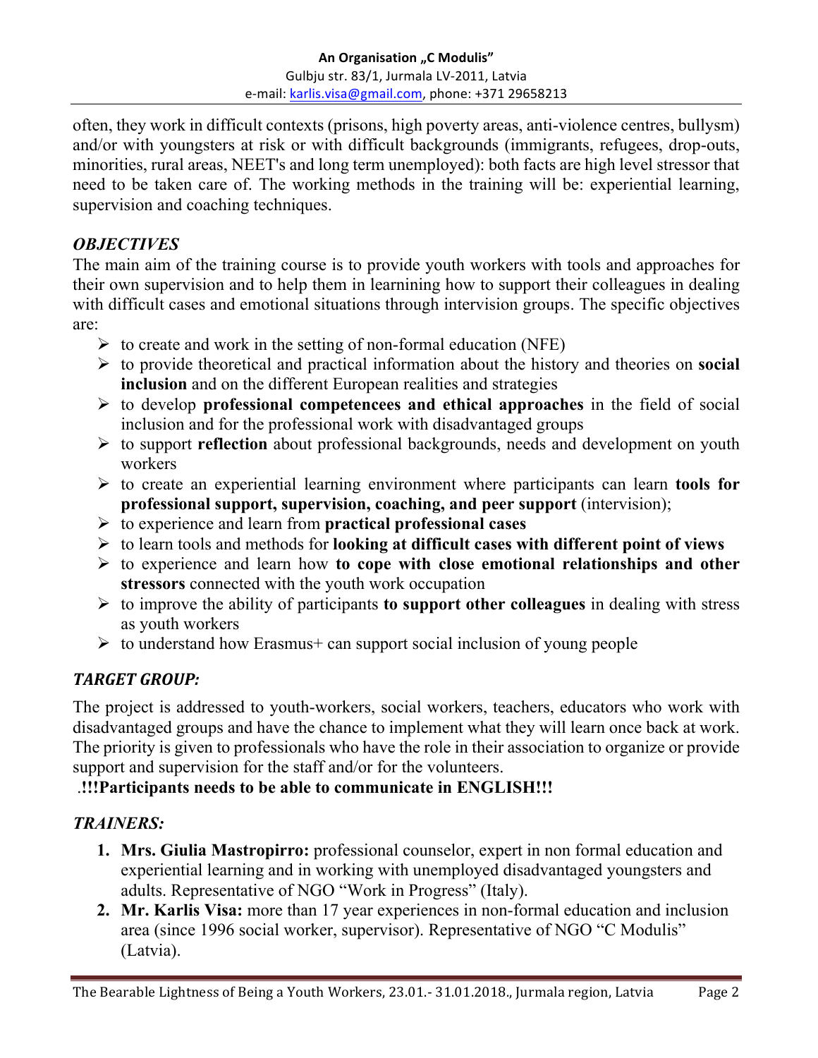often, they work in difficult contexts (prisons, high poverty areas, anti-violence centres, bullysm) and/or with youngsters at risk or with difficult backgrounds (immigrants, refugees, drop-outs, minorities, rural areas, NEET's and long term unemployed): both facts are high level stressor that need to be taken care of. The working methods in the training will be: experiential learning, supervision and coaching techniques.

### *OBJECTIVES*

The main aim of the training course is to provide youth workers with tools and approaches for their own supervision and to help them in learnining how to support their colleagues in dealing with difficult cases and emotional situations through intervision groups. The specific objectives are:

- to create and work in the setting of non-formal education (NFE)
- to provide theoretical and practical information about the history and theories on **social inclusion** and on the different European realities and strategies
- to develop **professional competencees and ethical approaches** in the field of social inclusion and for the professional work with disadvantaged groups
- to support **reflection** about professional backgrounds, needs and development on youth workers
- to create an experiential learning environment where participants can learn **tools for professional support, supervision, coaching, and peer support** (intervision);
- to experience and learn from **practical professional cases**
- to learn tools and methods for **looking at difficult cases with different point of views**
- to experience and learn how **to cope with close emotional relationships and other stressors** connected with the youth work occupation
- to improve the ability of participants **to support other colleagues** in dealing with stress as youth workers
- to understand how Erasmus+ can support social inclusion of young people

### *TARGET GROUP:*

The project is addressed to youth-workers, social workers, teachers, educators who work with disadvantaged groups and have the chance to implement what they will learn once back at work. The priority is given to professionals who have the role in their association to organize or provide support and supervision for the staff and/or for the volunteers.

.**!!!Participants needs to be able to communicate in ENGLISH!!!**

### *TRAINERS:*

1. **Mrs. Giulia Mastropirro:** professional counselor, expert in non formal education and experiential learning and in working with unemployed disadvantaged youngsters and adults. Representative of NGO "Work in Progress" (Italy).
2. **Mr. Karlis Visa:** more than 17 year experiences in non-formal education and inclusion area (since 1996 social worker, supervisor). Representative of NGO "C Modulis" (Latvia).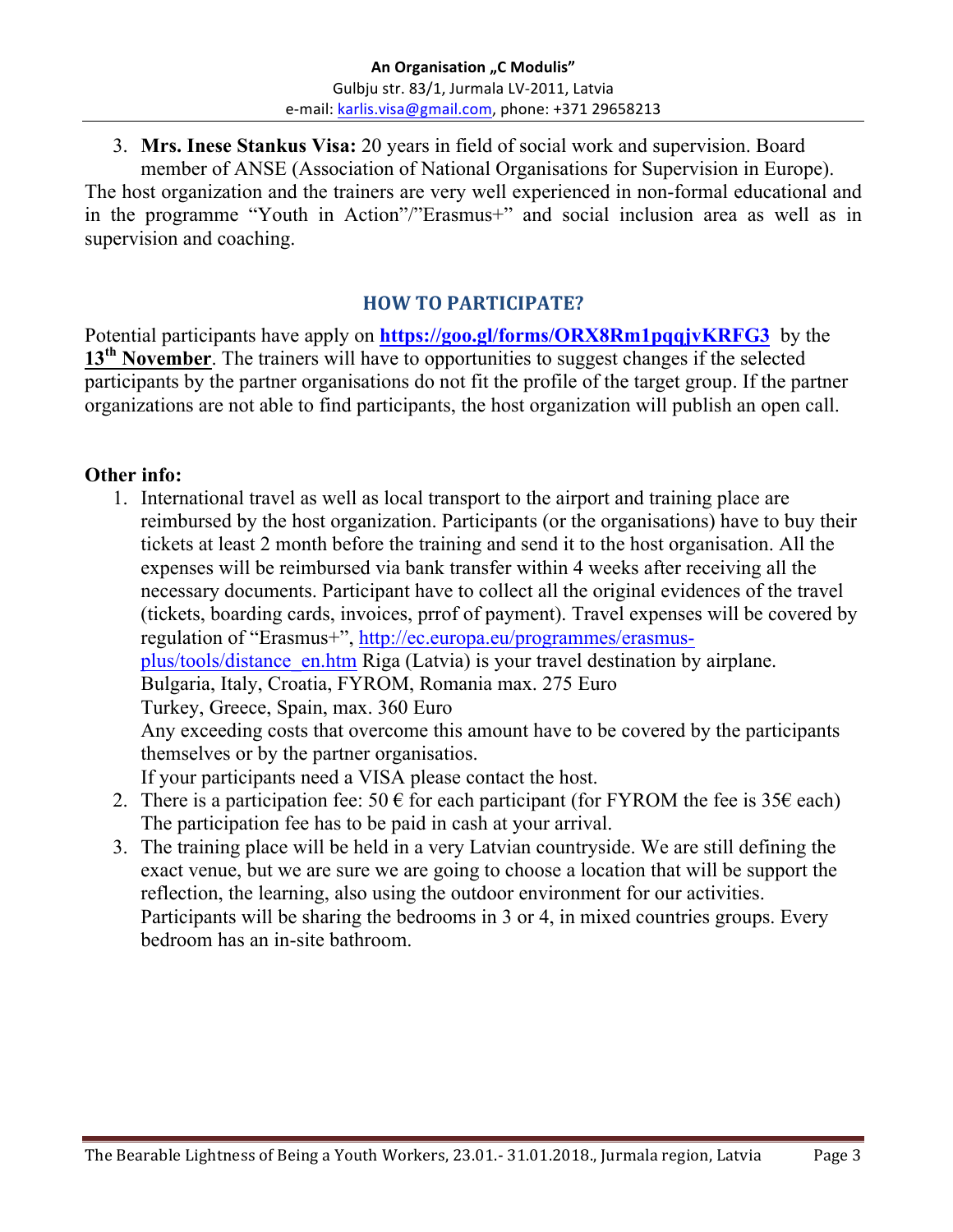3. **Mrs. Inese Stankus Visa:** 20 years in field of social work and supervision. Board member of ANSE (Association of National Organisations for Supervision in Europe).

The host organization and the trainers are very well experienced in non-formal educational and in the programme "Youth in Action"/"Erasmus+" and social inclusion area as well as in supervision and coaching.

## HOW TO PARTICIPATE?

Potential participants have apply on **https://goo.gl/forms/ORX8Rm1pqqjvKRFG3** by the **13th November**. The trainers will have to opportunities to suggest changes if the selected participants by the partner organisations do not fit the profile of the target group. If the partner organizations are not able to find participants, the host organization will publish an open call.

**Other info:**

1. International travel as well as local transport to the airport and training place are reimbursed by the host organization. Participants (or the organisations) have to buy their tickets at least 2 month before the training and send it to the host organisation. All the expenses will be reimbursed via bank transfer within 4 weeks after receiving all the necessary documents. Participant have to collect all the original evidences of the travel (tickets, boarding cards, invoices, prrof of payment). Travel expenses will be covered by regulation of "Erasmus+", http://ec.europa.eu/programmes/erasmus-plus/tools/distance_en.htm Riga (Latvia) is your travel destination by airplane.
   Bulgaria, Italy, Croatia, FYROM, Romania max. 275 Euro
   Turkey, Greece, Spain, max. 360 Euro
   Any exceeding costs that overcome this amount have to be covered by the participants themselves or by the partner organisatios.
   If your participants need a VISA please contact the host.
2. There is a participation fee: 50 € for each participant (for FYROM the fee is 35€ each) The participation fee has to be paid in cash at your arrival.
3. The training place will be held in a very Latvian countryside. We are still defining the exact venue, but we are sure we are going to choose a location that will be support the reflection, the learning, also using the outdoor environment for our activities. Participants will be sharing the bedrooms in 3 or 4, in mixed countries groups. Every bedroom has an in-site bathroom.